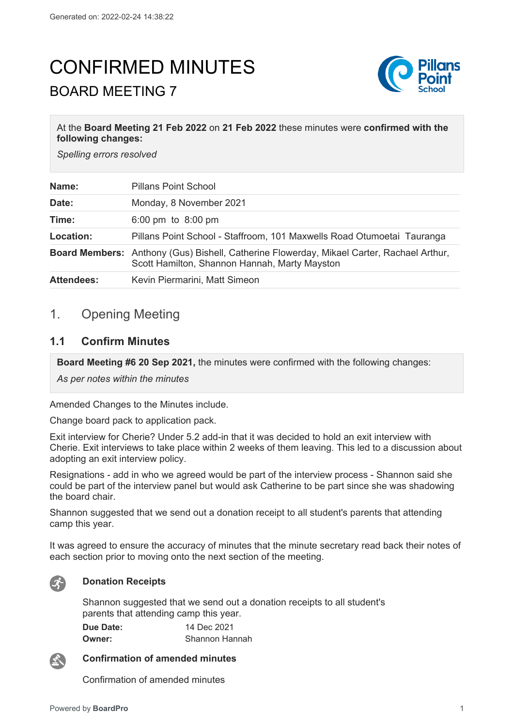Generated on: 2022-02-24 14:38:22

# CONFIRMED MINUTES

## BOARD MEETING 7

At the **Board Meeting 21 Feb 2022** on **21 Feb 2022** these minutes were **confirmed with the following changes:**

*Spelling errors resolved*

| | |
|---|---|
| **Name:** | Pillans Point School |
| **Date:** | Monday, 8 November 2021 |
| **Time:** | 6:00 pm to 8:00 pm |
| **Location:** | Pillans Point School - Staffroom, 101 Maxwells Road Otumoetai Tauranga |
| **Board Members:** | Anthony (Gus) Bishell, Catherine Flowerday, Mikael Carter, Rachael Arthur, Scott Hamilton, Shannon Hannah, Marty Mayston |
| **Attendees:** | Kevin Piermarini, Matt Simeon |

## 1. Opening Meeting

### 1.1 Confirm Minutes

**Board Meeting #6 20 Sep 2021,** the minutes were confirmed with the following changes:

*As per notes within the minutes*

Amended Changes to the Minutes include.

Change board pack to application pack.

Exit interview for Cherie? Under 5.2 add-in that it was decided to hold an exit interview with Cherie. Exit interviews to take place within 2 weeks of them leaving. This led to a discussion about adopting an exit interview policy.

Resignations - add in who we agreed would be part of the interview process - Shannon said she could be part of the interview panel but would ask Catherine to be part since she was shadowing the board chair.

Shannon suggested that we send out a donation receipt to all student's parents that attending camp this year.

It was agreed to ensure the accuracy of minutes that the minute secretary read back their notes of each section prior to moving onto the next section of the meeting.

**Donation Receipts**

Shannon suggested that we send out a donation receipts to all student's parents that attending camp this year.

**Due Date:** 14 Dec 2021
**Owner:** Shannon Hannah

**Confirmation of amended minutes**

Confirmation of amended minutes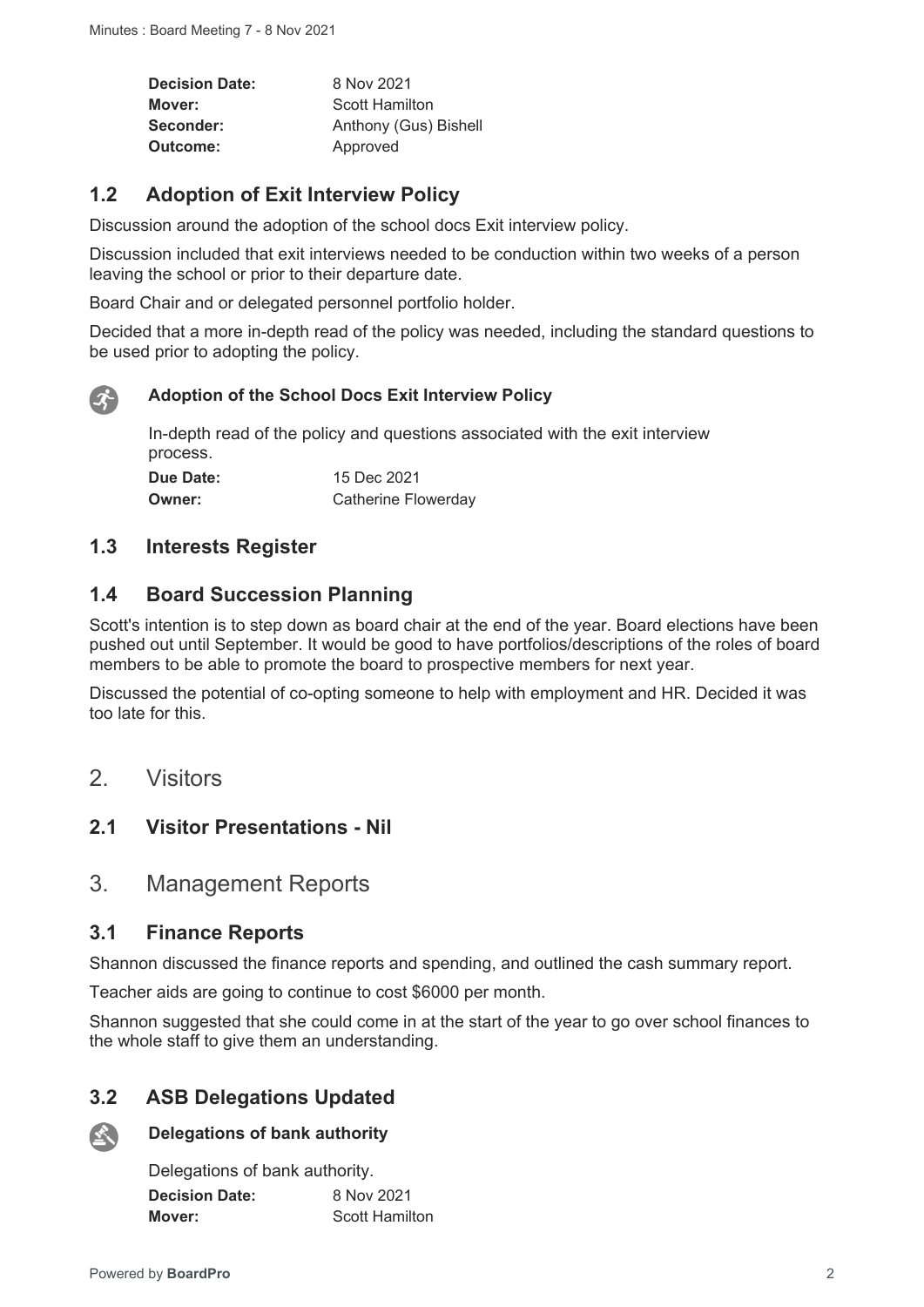| | |
|---|---|
| **Decision Date:** | 8 Nov 2021 |
| **Mover:** | Scott Hamilton |
| **Seconder:** | Anthony (Gus) Bishell |
| **Outcome:** | Approved |

### 1.2 Adoption of Exit Interview Policy

Discussion around the adoption of the school docs Exit interview policy.

Discussion included that exit interviews needed to be conduction within two weeks of a person leaving the school or prior to their departure date.

Board Chair and or delegated personnel portfolio holder.

Decided that a more in-depth read of the policy was needed, including the standard questions to be used prior to adopting the policy.

**Adoption of the School Docs Exit Interview Policy**

In-depth read of the policy and questions associated with the exit interview process.

| | |
|---|---|
| **Due Date:** | 15 Dec 2021 |
| **Owner:** | Catherine Flowerday |

### 1.3 Interests Register

### 1.4 Board Succession Planning

Scott's intention is to step down as board chair at the end of the year. Board elections have been pushed out until September. It would be good to have portfolios/descriptions of the roles of board members to be able to promote the board to prospective members for next year.

Discussed the potential of co-opting someone to help with employment and HR. Decided it was too late for this.

## 2. Visitors

### 2.1 Visitor Presentations - Nil

## 3. Management Reports

### 3.1 Finance Reports

Shannon discussed the finance reports and spending, and outlined the cash summary report.

Teacher aids are going to continue to cost $6000 per month.

Shannon suggested that she could come in at the start of the year to go over school finances to the whole staff to give them an understanding.

### 3.2 ASB Delegations Updated

**Delegations of bank authority**

Delegations of bank authority.

| | |
|---|---|
| **Decision Date:** | 8 Nov 2021 |
| **Mover:** | Scott Hamilton |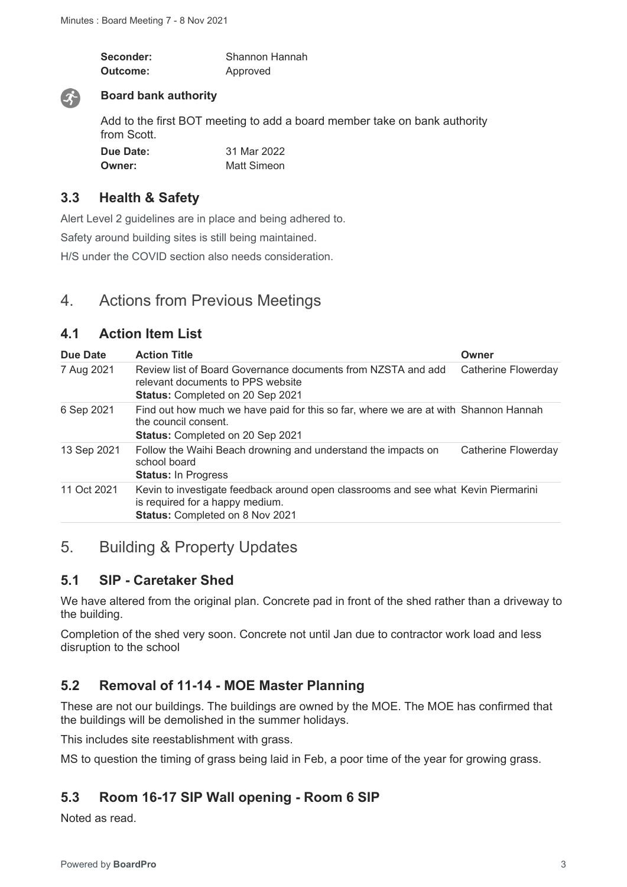| | |
|---|---|
| **Seconder:** | Shannon Hannah |
| **Outcome:** | Approved |

**Board bank authority**

Add to the first BOT meeting to add a board member take on bank authority from Scott.

| | |
|---|---|
| **Due Date:** | 31 Mar 2022 |
| **Owner:** | Matt Simeon |

### 3.3 Health & Safety

Alert Level 2 guidelines are in place and being adhered to.

Safety around building sites is still being maintained.

H/S under the COVID section also needs consideration.

## 4. Actions from Previous Meetings

### 4.1 Action Item List

| Due Date | Action Title | Owner |
|---|---|---|
| 7 Aug 2021 | Review list of Board Governance documents from NZSTA and add relevant documents to PPS website **Status:** Completed on 20 Sep 2021 | Catherine Flowerday |
| 6 Sep 2021 | Find out how much we have paid for this so far, where we are at with the council consent. **Status:** Completed on 20 Sep 2021 | Shannon Hannah |
| 13 Sep 2021 | Follow the Waihi Beach drowning and understand the impacts on school board **Status:** In Progress | Catherine Flowerday |
| 11 Oct 2021 | Kevin to investigate feedback around open classrooms and see what is required for a happy medium. **Status:** Completed on 8 Nov 2021 | Kevin Piermarini |

## 5. Building & Property Updates

### 5.1 SIP - Caretaker Shed

We have altered from the original plan. Concrete pad in front of the shed rather than a driveway to the building.

Completion of the shed very soon. Concrete not until Jan due to contractor work load and less disruption to the school

### 5.2 Removal of 11-14 - MOE Master Planning

These are not our buildings. The buildings are owned by the MOE. The MOE has confirmed that the buildings will be demolished in the summer holidays.

This includes site reestablishment with grass.

MS to question the timing of grass being laid in Feb, a poor time of the year for growing grass.

### 5.3 Room 16-17 SIP Wall opening - Room 6 SIP

Noted as read.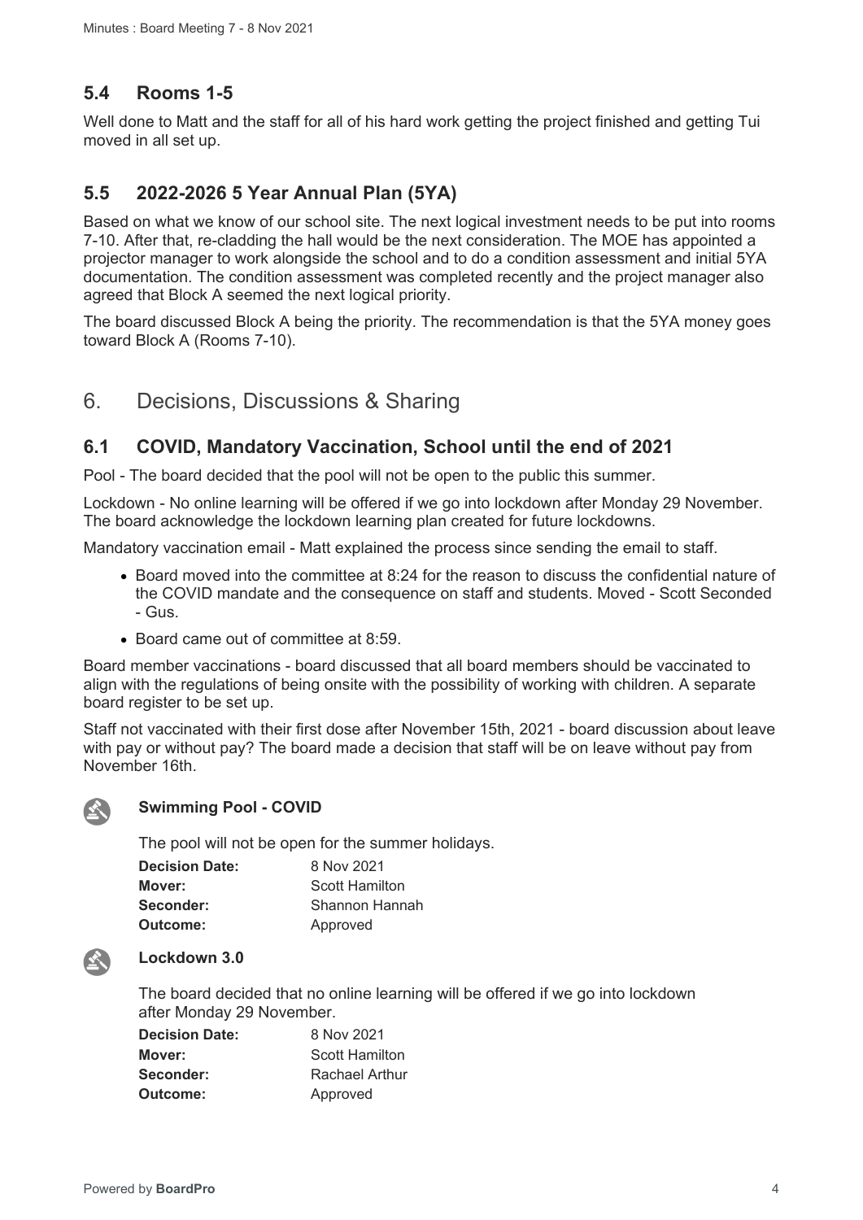## 5.4 Rooms 1-5

Well done to Matt and the staff for all of his hard work getting the project finished and getting Tui moved in all set up.

## 5.5 2022-2026 5 Year Annual Plan (5YA)

Based on what we know of our school site. The next logical investment needs to be put into rooms 7-10. After that, re-cladding the hall would be the next consideration. The MOE has appointed a projector manager to work alongside the school and to do a condition assessment and initial 5YA documentation. The condition assessment was completed recently and the project manager also agreed that Block A seemed the next logical priority.

The board discussed Block A being the priority. The recommendation is that the 5YA money goes toward Block A (Rooms 7-10).

# 6. Decisions, Discussions & Sharing

## 6.1 COVID, Mandatory Vaccination, School until the end of 2021

Pool - The board decided that the pool will not be open to the public this summer.

Lockdown - No online learning will be offered if we go into lockdown after Monday 29 November. The board acknowledge the lockdown learning plan created for future lockdowns.

Mandatory vaccination email - Matt explained the process since sending the email to staff.

- Board moved into the committee at 8:24 for the reason to discuss the confidential nature of the COVID mandate and the consequence on staff and students. Moved - Scott Seconded - Gus.
- Board came out of committee at 8:59.

Board member vaccinations - board discussed that all board members should be vaccinated to align with the regulations of being onsite with the possibility of working with children. A separate board register to be set up.

Staff not vaccinated with their first dose after November 15th, 2021 - board discussion about leave with pay or without pay? The board made a decision that staff will be on leave without pay from November 16th.

### Swimming Pool - COVID

The pool will not be open for the summer holidays.

| | |
|---|---|
| **Decision Date:** | 8 Nov 2021 |
| **Mover:** | Scott Hamilton |
| **Seconder:** | Shannon Hannah |
| **Outcome:** | Approved |

### Lockdown 3.0

The board decided that no online learning will be offered if we go into lockdown after Monday 29 November.

| | |
|---|---|
| **Decision Date:** | 8 Nov 2021 |
| **Mover:** | Scott Hamilton |
| **Seconder:** | Rachael Arthur |
| **Outcome:** | Approved |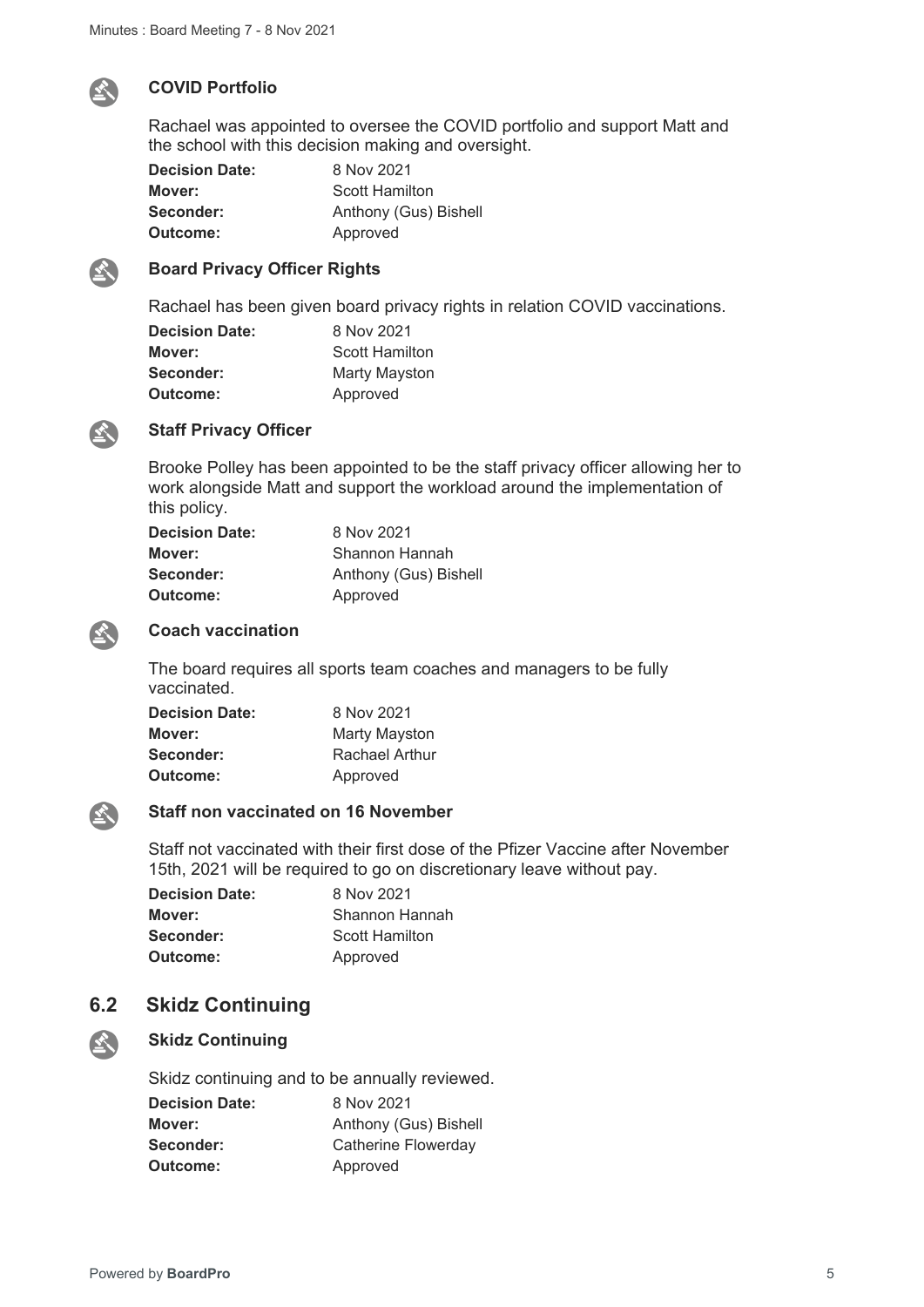### COVID Portfolio

Rachael was appointed to oversee the COVID portfolio and support Matt and the school with this decision making and oversight.

| | |
|---|---|
| **Decision Date:** | 8 Nov 2021 |
| **Mover:** | Scott Hamilton |
| **Seconder:** | Anthony (Gus) Bishell |
| **Outcome:** | Approved |

### Board Privacy Officer Rights

Rachael has been given board privacy rights in relation COVID vaccinations.

| | |
|---|---|
| **Decision Date:** | 8 Nov 2021 |
| **Mover:** | Scott Hamilton |
| **Seconder:** | Marty Mayston |
| **Outcome:** | Approved |

### Staff Privacy Officer

Brooke Polley has been appointed to be the staff privacy officer allowing her to work alongside Matt and support the workload around the implementation of this policy.

| | |
|---|---|
| **Decision Date:** | 8 Nov 2021 |
| **Mover:** | Shannon Hannah |
| **Seconder:** | Anthony (Gus) Bishell |
| **Outcome:** | Approved |

### Coach vaccination

The board requires all sports team coaches and managers to be fully vaccinated.

| | |
|---|---|
| **Decision Date:** | 8 Nov 2021 |
| **Mover:** | Marty Mayston |
| **Seconder:** | Rachael Arthur |
| **Outcome:** | Approved |

### Staff non vaccinated on 16 November

Staff not vaccinated with their first dose of the Pfizer Vaccine after November 15th, 2021 will be required to go on discretionary leave without pay.

| | |
|---|---|
| **Decision Date:** | 8 Nov 2021 |
| **Mover:** | Shannon Hannah |
| **Seconder:** | Scott Hamilton |
| **Outcome:** | Approved |

## 6.2 Skidz Continuing

### Skidz Continuing

Skidz continuing and to be annually reviewed.

| | |
|---|---|
| **Decision Date:** | 8 Nov 2021 |
| **Mover:** | Anthony (Gus) Bishell |
| **Seconder:** | Catherine Flowerday |
| **Outcome:** | Approved |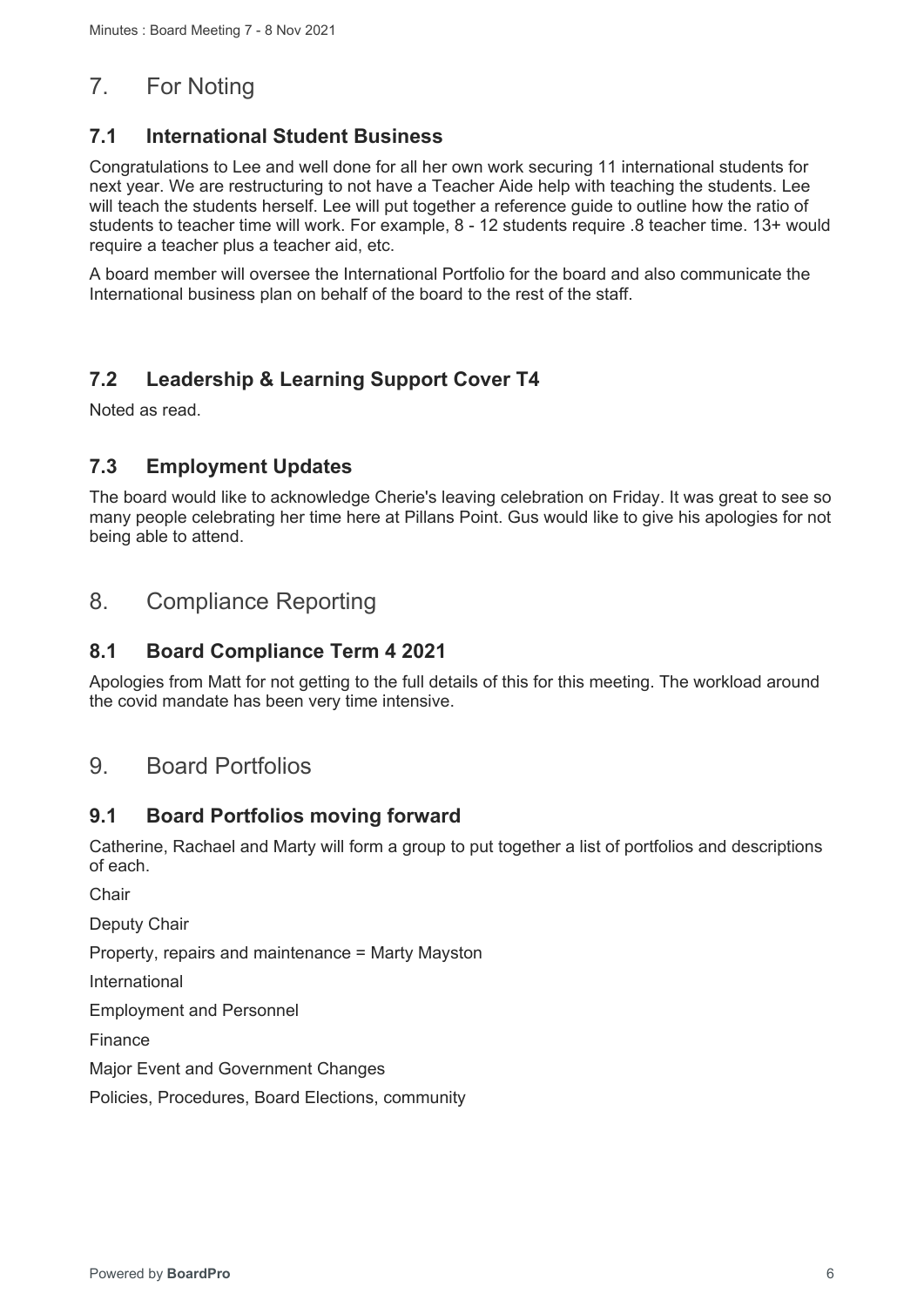# 7. For Noting

## 7.1 International Student Business

Congratulations to Lee and well done for all her own work securing 11 international students for next year. We are restructuring to not have a Teacher Aide help with teaching the students. Lee will teach the students herself. Lee will put together a reference guide to outline how the ratio of students to teacher time will work. For example, 8 - 12 students require .8 teacher time. 13+ would require a teacher plus a teacher aid, etc.

A board member will oversee the International Portfolio for the board and also communicate the International business plan on behalf of the board to the rest of the staff.

## 7.2 Leadership & Learning Support Cover T4

Noted as read.

## 7.3 Employment Updates

The board would like to acknowledge Cherie's leaving celebration on Friday. It was great to see so many people celebrating her time here at Pillans Point. Gus would like to give his apologies for not being able to attend.

# 8. Compliance Reporting

## 8.1 Board Compliance Term 4 2021

Apologies from Matt for not getting to the full details of this for this meeting. The workload around the covid mandate has been very time intensive.

# 9. Board Portfolios

## 9.1 Board Portfolios moving forward

Catherine, Rachael and Marty will form a group to put together a list of portfolios and descriptions of each.

Chair

Deputy Chair

Property, repairs and maintenance = Marty Mayston

International

Employment and Personnel

Finance

Major Event and Government Changes

Policies, Procedures, Board Elections, community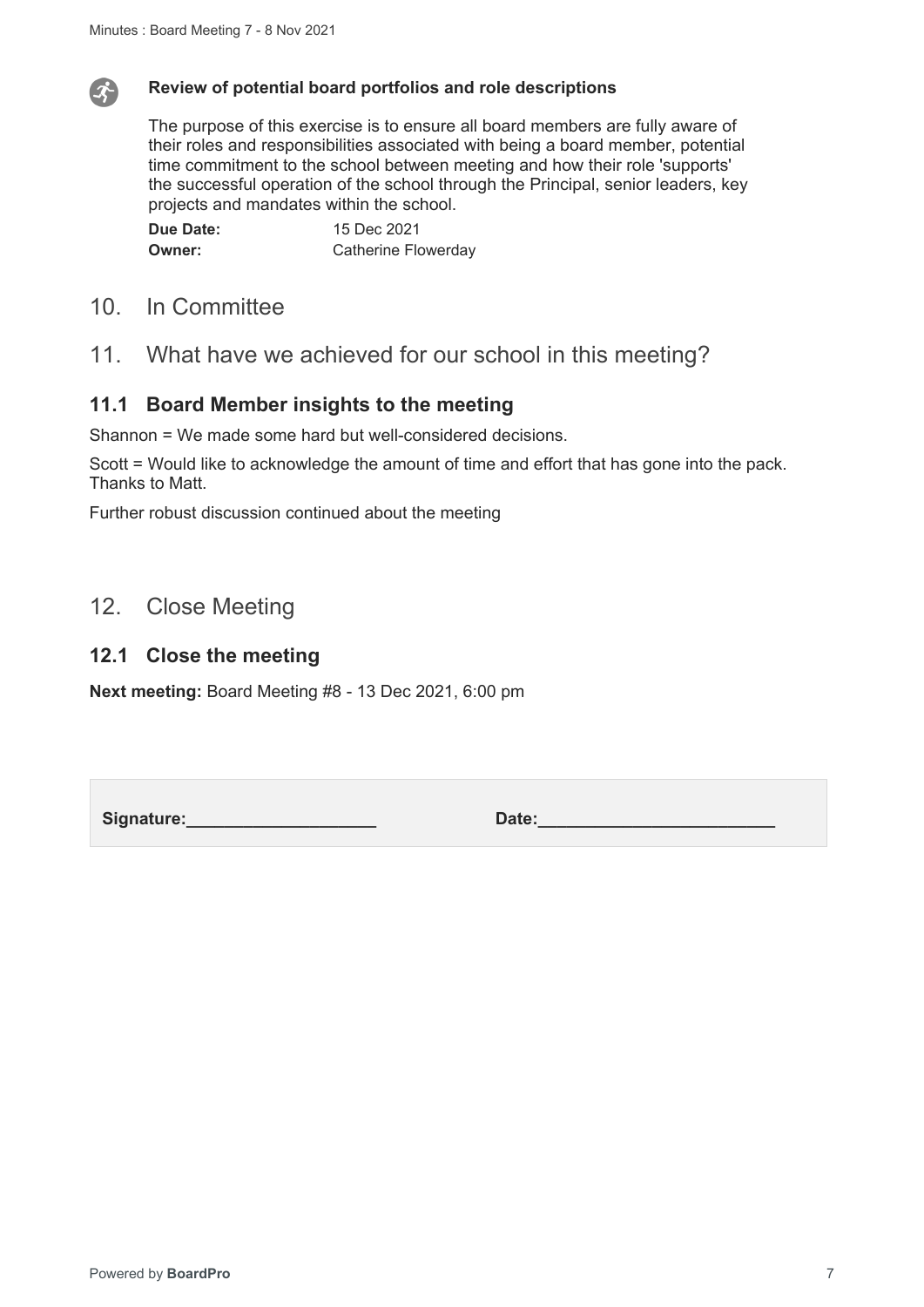**Review of potential board portfolios and role descriptions**

The purpose of this exercise is to ensure all board members are fully aware of their roles and responsibilities associated with being a board member, potential time commitment to the school between meeting and how their role 'supports' the successful operation of the school through the Principal, senior leaders, key projects and mandates within the school.

**Due Date:** 15 Dec 2021
**Owner:** Catherine Flowerday

# 10. In Committee

# 11. What have we achieved for our school in this meeting?

## 11.1 Board Member insights to the meeting

Shannon = We made some hard but well-considered decisions.

Scott = Would like to acknowledge the amount of time and effort that has gone into the pack. Thanks to Matt.

Further robust discussion continued about the meeting

# 12. Close Meeting

## 12.1 Close the meeting

**Next meeting:** Board Meeting #8 - 13 Dec 2021, 6:00 pm

**Signature:**____________________ **Date:**_________________________